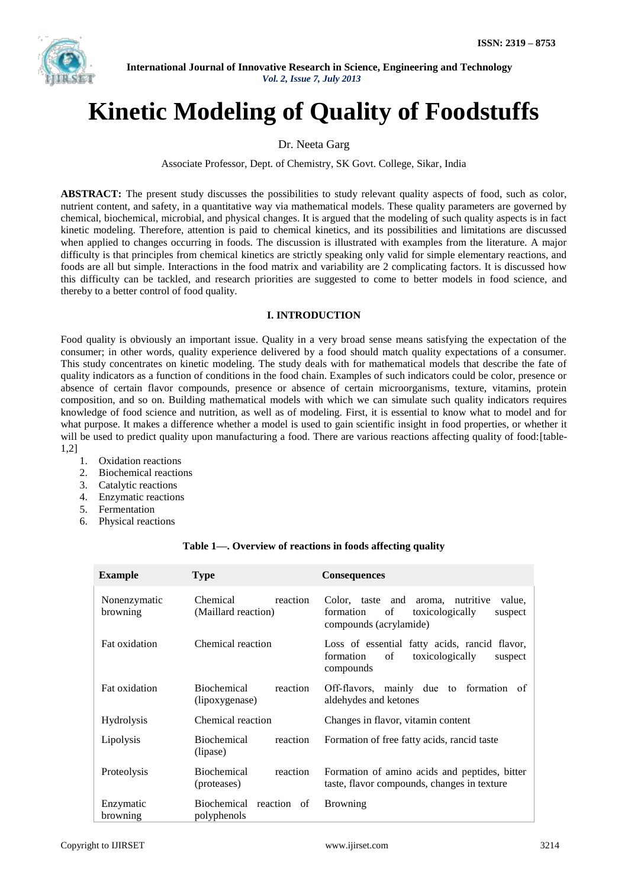# Kinetic Modeling of Quality of Foodstuffs

Dr. Neeta Garg

Associate Professor, Dept. of Chemistry, SK Govt. College, Sikar, India

**ABSTRACT:** The present study discusses the possibilities to study relevant quality aspects of food, such as color, nutrient content, and safety, in a quantitative way via mathematical models. These quality parameters are governed by chemical, biochemical, microbial, and physical changes. It is argued that the modeling of such quality aspects is in fact kinetic modeling. Therefore, attention is paid to chemical kinetics, and its possibilities and limitations are discussed when applied to changes occurring in foods. The discussion is illustrated with examples from the literature. A major difficulty is that principles from chemical kinetics are strictly speaking only valid for simple elementary reactions, and foods are all but simple. Interactions in the food matrix and variability are 2 complicating factors. It is discussed how this difficulty can be tackled, and research priorities are suggested to come to better models in food science, and thereby to a better control of food quality.

## I. INTRODUCTION

Food quality is obviously an important issue. Quality in a very broad sense means satisfying the expectation of the consumer; in other words, quality experience delivered by a food should match quality expectations of a consumer. This study concentrates on kinetic modeling. The study deals with for mathematical models that describe the fate of quality indicators as a function of conditions in the food chain. Examples of such indicators could be color, presence or absence of certain flavor compounds, presence or absence of certain microorganisms, texture, vitamins, protein composition, and so on. Building mathematical models with which we can simulate such quality indicators requires knowledge of food science and nutrition, as well as of modeling. First, it is essential to know what to model and for what purpose. It makes a difference whether a model is used to gain scientific insight in food properties, or whether it will be used to predict quality upon manufacturing a food. There are various reactions affecting quality of food:[table-1,2]

1. Oxidation reactions
2. Biochemical reactions
3. Catalytic reactions
4. Enzymatic reactions
5. Fermentation
6. Physical reactions

**Table 1—. Overview of reactions in foods affecting quality**

| Example | Type | Consequences |
|---|---|---|
| Nonenzymatic browning | Chemical reaction (Maillard reaction) | Color, taste and aroma, nutritive value, formation of toxicologically suspect compounds (acrylamide) |
| Fat oxidation | Chemical reaction | Loss of essential fatty acids, rancid flavor, formation of toxicologically suspect compounds |
| Fat oxidation | Biochemical reaction (lipoxygenase) | Off-flavors, mainly due to formation of aldehydes and ketones |
| Hydrolysis | Chemical reaction | Changes in flavor, vitamin content |
| Lipolysis | Biochemical reaction (lipase) | Formation of free fatty acids, rancid taste |
| Proteolysis | Biochemical reaction (proteases) | Formation of amino acids and peptides, bitter taste, flavor compounds, changes in texture |
| Enzymatic browning | Biochemical reaction of polyphenols | Browning |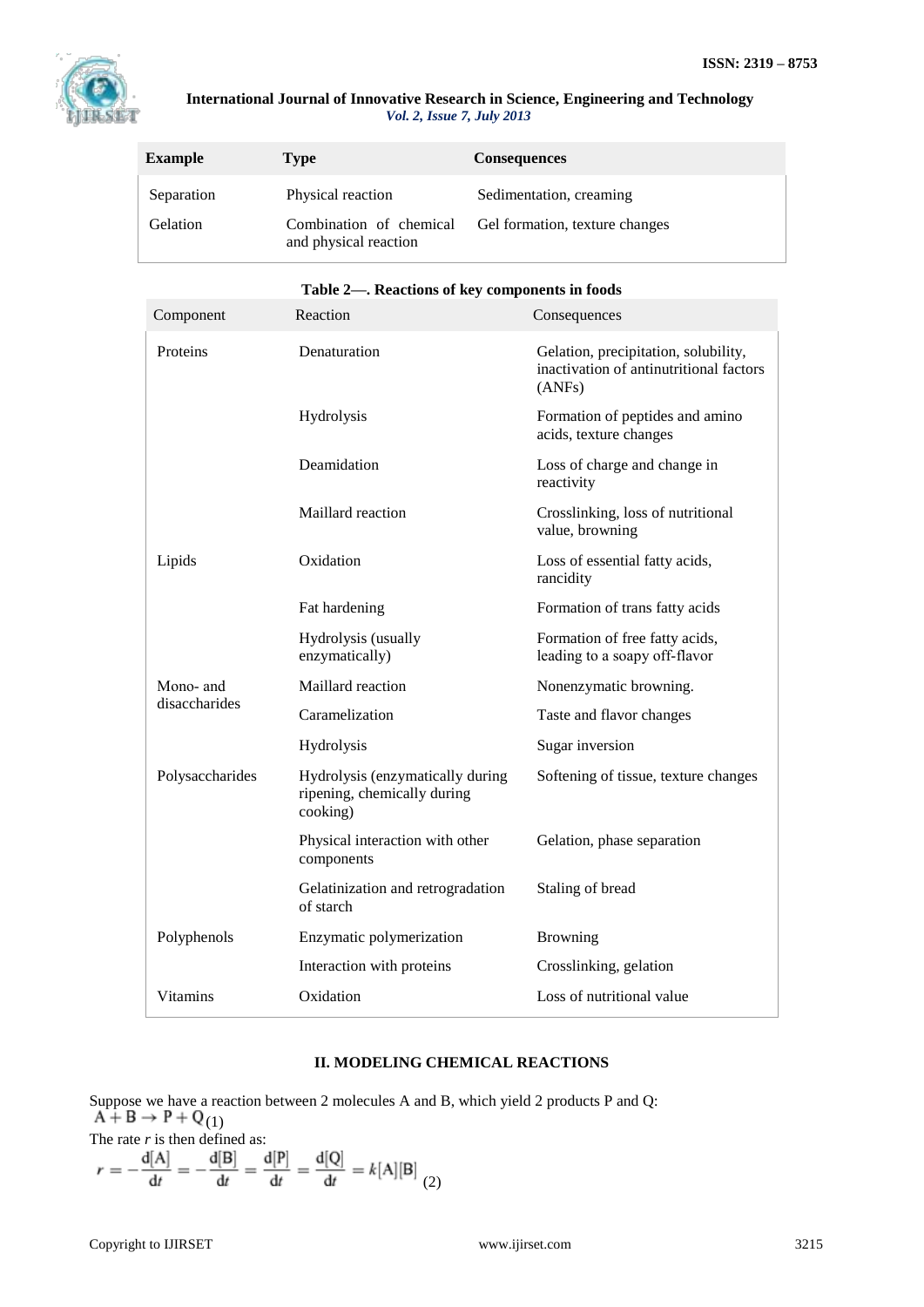| Example | Type | Consequences |
|---|---|---|
| Separation | Physical reaction | Sedimentation, creaming |
| Gelation | Combination of chemical and physical reaction | Gel formation, texture changes |

**Table 2—. Reactions of key components in foods**

| Component | Reaction | Consequences |
|---|---|---|
| Proteins | Denaturation | Gelation, precipitation, solubility, inactivation of antinutritional factors (ANFs) |
| | Hydrolysis | Formation of peptides and amino acids, texture changes |
| | Deamidation | Loss of charge and change in reactivity |
| | Maillard reaction | Crosslinking, loss of nutritional value, browning |
| Lipids | Oxidation | Loss of essential fatty acids, rancidity |
| | Fat hardening | Formation of trans fatty acids |
| | Hydrolysis (usually enzymatically) | Formation of free fatty acids, leading to a soapy off-flavor |
| Mono- and disaccharides | Maillard reaction | Nonenzymatic browning. |
| | Caramelization | Taste and flavor changes |
| | Hydrolysis | Sugar inversion |
| Polysaccharides | Hydrolysis (enzymatically during ripening, chemically during cooking) | Softening of tissue, texture changes |
| | Physical interaction with other components | Gelation, phase separation |
| | Gelatinization and retrogradation of starch | Staling of bread |
| Polyphenols | Enzymatic polymerization | Browning |
| | Interaction with proteins | Crosslinking, gelation |
| Vitamins | Oxidation | Loss of nutritional value |

## II. MODELING CHEMICAL REACTIONS

Suppose we have a reaction between 2 molecules A and B, which yield 2 products P and Q:

$$A + B \rightarrow P + Q \quad (1)$$

The rate $r$ is then defined as:

$$r = -\frac{d[A]}{dt} = -\frac{d[B]}{dt} = \frac{d[P]}{dt} = \frac{d[Q]}{dt} = k[A][B] \quad (2)$$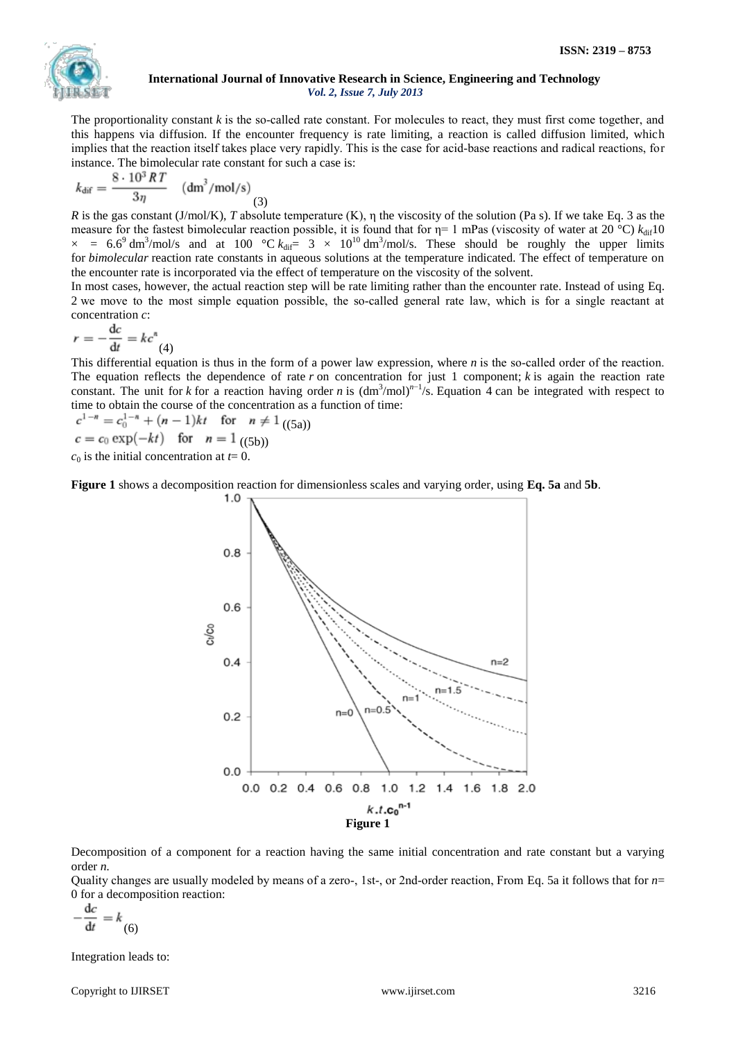The proportionality constant $k$ is the so-called rate constant. For molecules to react, they must first come together, and this happens via diffusion. If the encounter frequency is rate limiting, a reaction is called diffusion limited, which implies that the reaction itself takes place very rapidly. This is the case for acid-base reactions and radical reactions, for instance. The bimolecular rate constant for such a case is:

$$k_{\text{dif}} = \frac{8 \cdot 10^3 RT}{3\eta} \quad (\text{dm}^3/\text{mol/s}) \tag{3}$$

$R$ is the gas constant (J/mol/K), $T$ absolute temperature (K), η the viscosity of the solution (Pa s). If we take Eq. 3 as the measure for the fastest bimolecular reaction possible, it is found that for η= 1 mPas (viscosity of water at 20 °C) $k_{\text{dif}}10 \times = 6.6^9$ dm$^3$/mol/s and at 100 °C $k_{\text{dif}} = 3 \times 10^{10}$ dm$^3$/mol/s. These should be roughly the upper limits for *bimolecular* reaction rate constants in aqueous solutions at the temperature indicated. The effect of temperature on the encounter rate is incorporated via the effect of temperature on the viscosity of the solvent.

In most cases, however, the actual reaction step will be rate limiting rather than the encounter rate. Instead of using Eq. 2 we move to the most simple equation possible, the so-called general rate law, which is for a single reactant at concentration $c$:

$$r = -\frac{dc}{dt} = kc^n \tag{4}$$

This differential equation is thus in the form of a power law expression, where $n$ is the so-called order of the reaction. The equation reflects the dependence of rate $r$ on concentration for just 1 component; $k$ is again the reaction rate constant. The unit for $k$ for a reaction having order $n$ is (dm$^3$/mol)$^{n-1}$/s. Equation 4 can be integrated with respect to time to obtain the course of the concentration as a function of time:

$$c^{1-n} = c_0^{1-n} + (n-1)kt \quad \text{for} \quad n \neq 1 \tag{(5a)}$$

$$c = c_0 \exp(-kt) \quad \text{for} \quad n = 1 \tag{(5b)}$$

$c_0$ is the initial concentration at $t$= 0.

**Figure 1** shows a decomposition reaction for dimensionless scales and varying order, using **Eq. 5a** and **5b**.

**Figure 1**

Decomposition of a component for a reaction having the same initial concentration and rate constant but a varying order $n$.

Quality changes are usually modeled by means of a zero-, 1st-, or 2nd-order reaction, From Eq. 5a it follows that for $n$= 0 for a decomposition reaction:

$$-\frac{dc}{dt} = k \tag{6}$$

Integration leads to: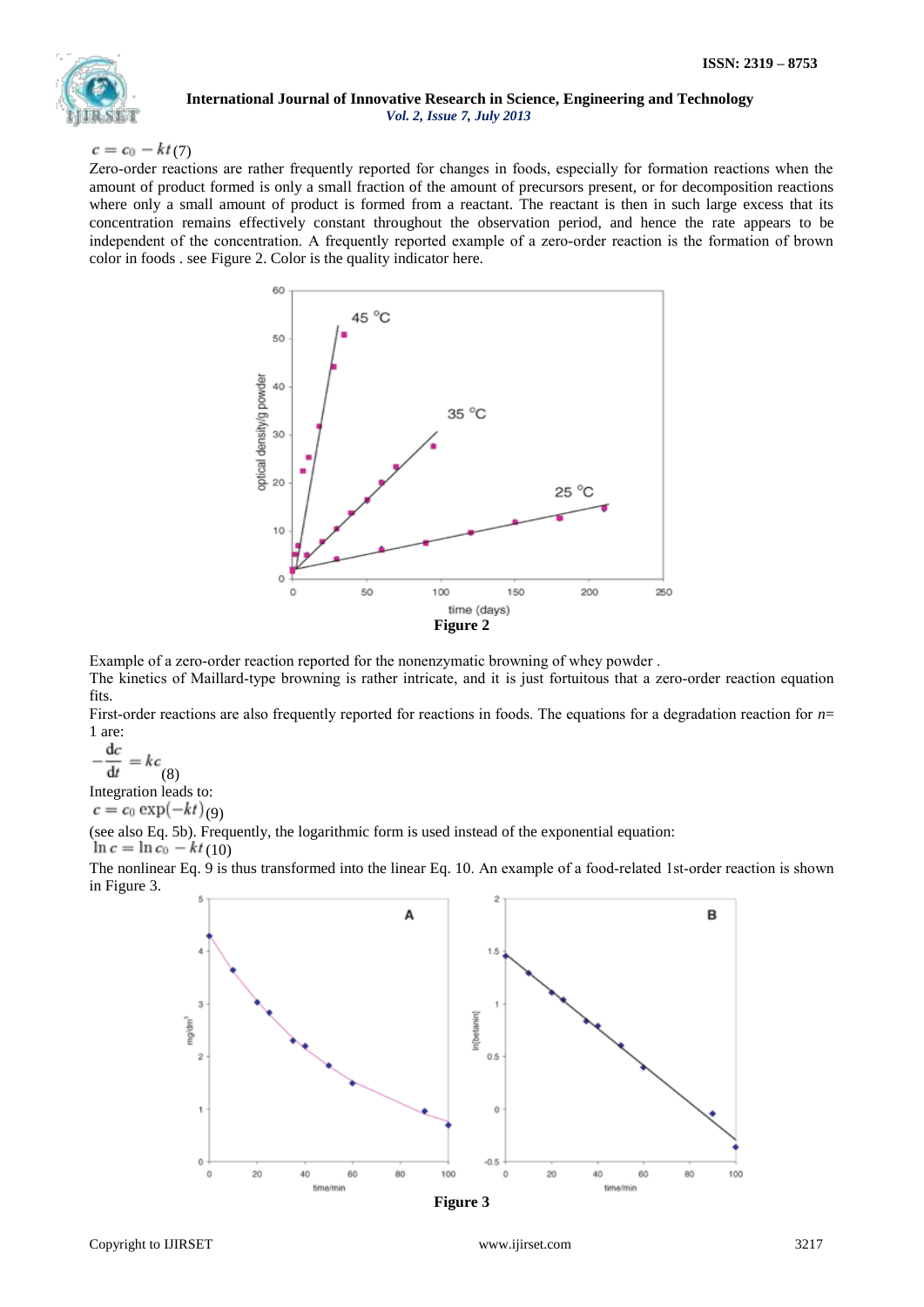$$c = c_0 - kt \quad (7)$$

Zero-order reactions are rather frequently reported for changes in foods, especially for formation reactions when the amount of product formed is only a small fraction of the amount of precursors present, or for decomposition reactions where only a small amount of product is formed from a reactant. The reactant is then in such large excess that its concentration remains effectively constant throughout the observation period, and hence the rate appears to be independent of the concentration. A frequently reported example of a zero-order reaction is the formation of brown color in foods . see Figure 2. Color is the quality indicator here.

**Figure 2**

Example of a zero-order reaction reported for the nonenzymatic browning of whey powder .

The kinetics of Maillard-type browning is rather intricate, and it is just fortuitous that a zero-order reaction equation fits.

First-order reactions are also frequently reported for reactions in foods. The equations for a degradation reaction for *n*= 1 are:

$$-\frac{dc}{dt} = kc \quad (8)$$

Integration leads to:

$$c = c_0 \exp(-kt) \quad (9)$$

(see also Eq. 5b). Frequently, the logarithmic form is used instead of the exponential equation:

$$\ln c = \ln c_0 - kt \quad (10)$$

The nonlinear Eq. 9 is thus transformed into the linear Eq. 10. An example of a food-related 1st-order reaction is shown in Figure 3.

**Figure 3**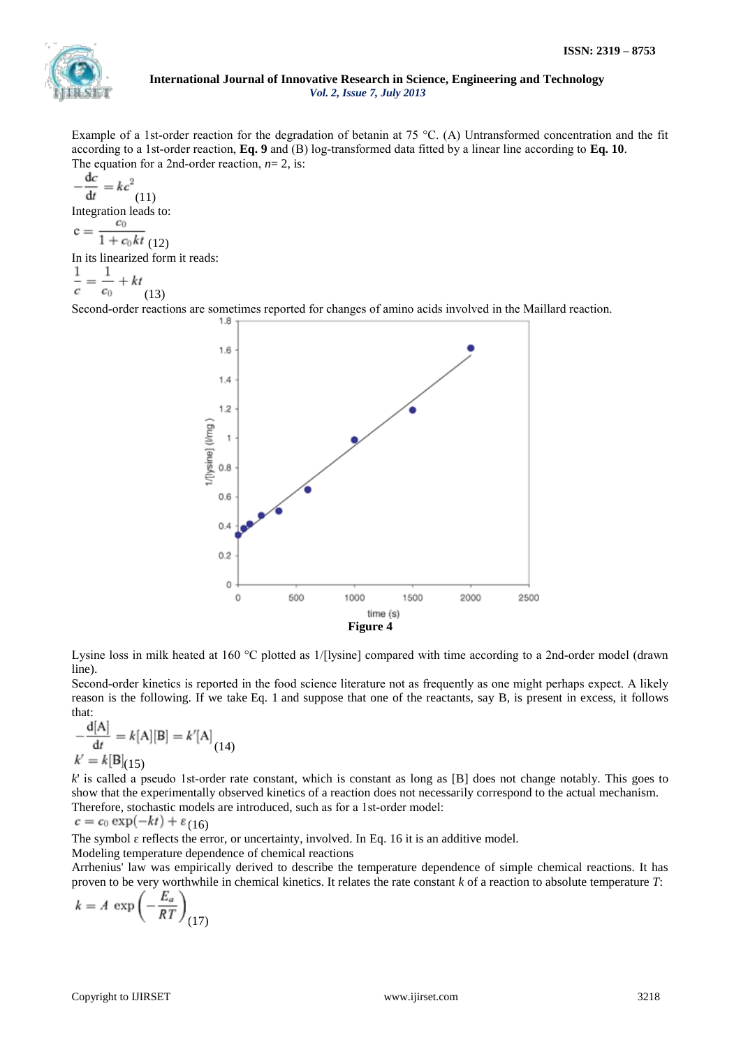Example of a 1st-order reaction for the degradation of betanin at 75 °C. (A) Untransformed concentration and the fit according to a 1st-order reaction, **Eq. 9** and (B) log-transformed data fitted by a linear line according to **Eq. 10**.

The equation for a 2nd-order reaction, $n= 2$, is:

$$-\frac{dc}{dt} = kc^2 \quad (11)$$

Integration leads to:

$$c = \frac{c_0}{1 + c_0 kt} \quad (12)$$

In its linearized form it reads:

$$\frac{1}{c} = \frac{1}{c_0} + kt \quad (13)$$

Second-order reactions are sometimes reported for changes of amino acids involved in the Maillard reaction.

**Figure 4**

Lysine loss in milk heated at 160 °C plotted as 1/[lysine] compared with time according to a 2nd-order model (drawn line).

Second-order kinetics is reported in the food science literature not as frequently as one might perhaps expect. A likely reason is the following. If we take Eq. 1 and suppose that one of the reactants, say B, is present in excess, it follows that:

$$-\frac{d[A]}{dt} = k[A][B] = k'[A] \quad (14)$$

$$k' = k[B] \quad (15)$$

$k'$ is called a pseudo 1st-order rate constant, which is constant as long as [B] does not change notably. This goes to show that the experimentally observed kinetics of a reaction does not necessarily correspond to the actual mechanism. Therefore, stochastic models are introduced, such as for a 1st-order model:

$$c = c_0 \exp(-kt) + \varepsilon \quad (16)$$

The symbol $\varepsilon$ reflects the error, or uncertainty, involved. In Eq. 16 it is an additive model.

Modeling temperature dependence of chemical reactions

Arrhenius' law was empirically derived to describe the temperature dependence of simple chemical reactions. It has proven to be very worthwhile in chemical kinetics. It relates the rate constant $k$ of a reaction to absolute temperature $T$:

$$k = A \exp\left(-\frac{E_a}{RT}\right) \quad (17)$$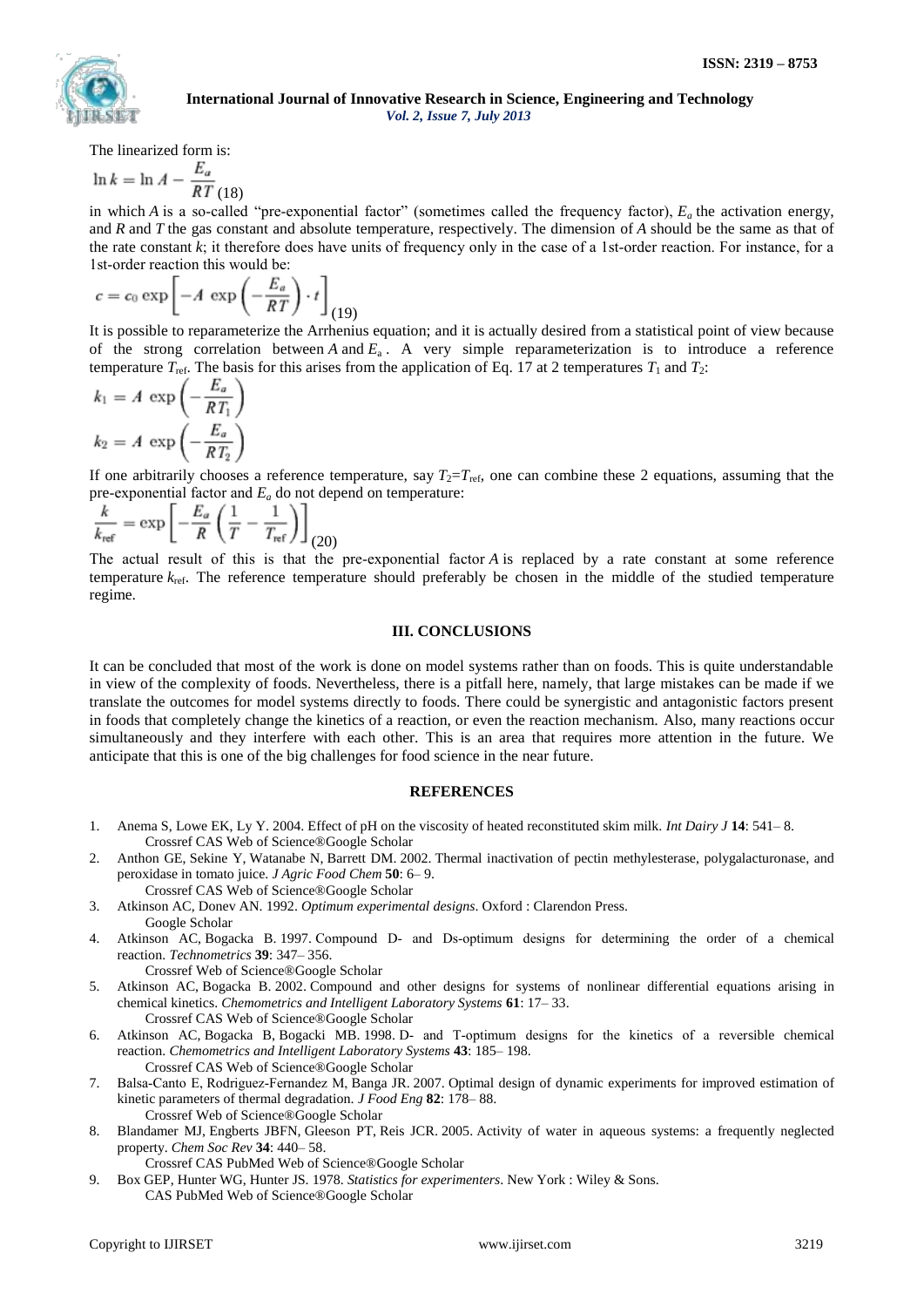The linearized form is:

$$\ln k = \ln A - \frac{E_a}{RT} \quad (18)$$

in which $A$ is a so-called "pre-exponential factor" (sometimes called the frequency factor), $E_a$ the activation energy, and $R$ and $T$ the gas constant and absolute temperature, respectively. The dimension of $A$ should be the same as that of the rate constant $k$; it therefore does have units of frequency only in the case of a 1st-order reaction. For instance, for a 1st-order reaction this would be:

$$c = c_0 \exp\left[-A \exp\left(-\frac{E_a}{RT}\right) \cdot t\right] \quad (19)$$

It is possible to reparameterize the Arrhenius equation; and it is actually desired from a statistical point of view because of the strong correlation between $A$ and $E_a$. A very simple reparameterization is to introduce a reference temperature $T_{ref}$. The basis for this arises from the application of Eq. 17 at 2 temperatures $T_1$ and $T_2$:

$$k_1 = A \exp\left(-\frac{E_a}{RT_1}\right)$$

$$k_2 = A \exp\left(-\frac{E_a}{RT_2}\right)$$

If one arbitrarily chooses a reference temperature, say $T_2 = T_{ref}$, one can combine these 2 equations, assuming that the pre-exponential factor and $E_a$ do not depend on temperature:

$$\frac{k}{k_{ref}} = \exp\left[-\frac{E_a}{R}\left(\frac{1}{T} - \frac{1}{T_{ref}}\right)\right] \quad (20)$$

The actual result of this is that the pre-exponential factor $A$ is replaced by a rate constant at some reference temperature $k_{ref}$. The reference temperature should preferably be chosen in the middle of the studied temperature regime.

## III. CONCLUSIONS

It can be concluded that most of the work is done on model systems rather than on foods. This is quite understandable in view of the complexity of foods. Nevertheless, there is a pitfall here, namely, that large mistakes can be made if we translate the outcomes for model systems directly to foods. There could be synergistic and antagonistic factors present in foods that completely change the kinetics of a reaction, or even the reaction mechanism. Also, many reactions occur simultaneously and they interfere with each other. This is an area that requires more attention in the future. We anticipate that this is one of the big challenges for food science in the near future.

## REFERENCES

1. Anema S, Lowe EK, Ly Y. 2004. Effect of pH on the viscosity of heated reconstituted skim milk. *Int Dairy J* **14**: 541– 8.
   Crossref CAS Web of Science®Google Scholar
2. Anthon GE, Sekine Y, Watanabe N, Barrett DM. 2002. Thermal inactivation of pectin methylesterase, polygalacturonase, and peroxidase in tomato juice. *J Agric Food Chem* **50**: 6– 9.
   Crossref CAS Web of Science®Google Scholar
3. Atkinson AC, Donev AN. 1992. *Optimum experimental designs*. Oxford : Clarendon Press.
   Google Scholar
4. Atkinson AC, Bogacka B. 1997. Compound D- and Ds-optimum designs for determining the order of a chemical reaction. *Technometrics* **39**: 347– 356.
   Crossref Web of Science®Google Scholar
5. Atkinson AC, Bogacka B. 2002. Compound and other designs for systems of nonlinear differential equations arising in chemical kinetics. *Chemometrics and Intelligent Laboratory Systems* **61**: 17– 33.
   Crossref CAS Web of Science®Google Scholar
6. Atkinson AC, Bogacka B, Bogacki MB. 1998. D- and T-optimum designs for the kinetics of a reversible chemical reaction. *Chemometrics and Intelligent Laboratory Systems* **43**: 185– 198.
   Crossref CAS Web of Science®Google Scholar
7. Balsa-Canto E, Rodriguez-Fernandez M, Banga JR. 2007. Optimal design of dynamic experiments for improved estimation of kinetic parameters of thermal degradation. *J Food Eng* **82**: 178– 88.
   Crossref Web of Science®Google Scholar
8. Blandamer MJ, Engberts JBFN, Gleeson PT, Reis JCR. 2005. Activity of water in aqueous systems: a frequently neglected property. *Chem Soc Rev* **34**: 440– 58.
   Crossref CAS PubMed Web of Science®Google Scholar
9. Box GEP, Hunter WG, Hunter JS. 1978. *Statistics for experimenters*. New York : Wiley & Sons.
   CAS PubMed Web of Science®Google Scholar